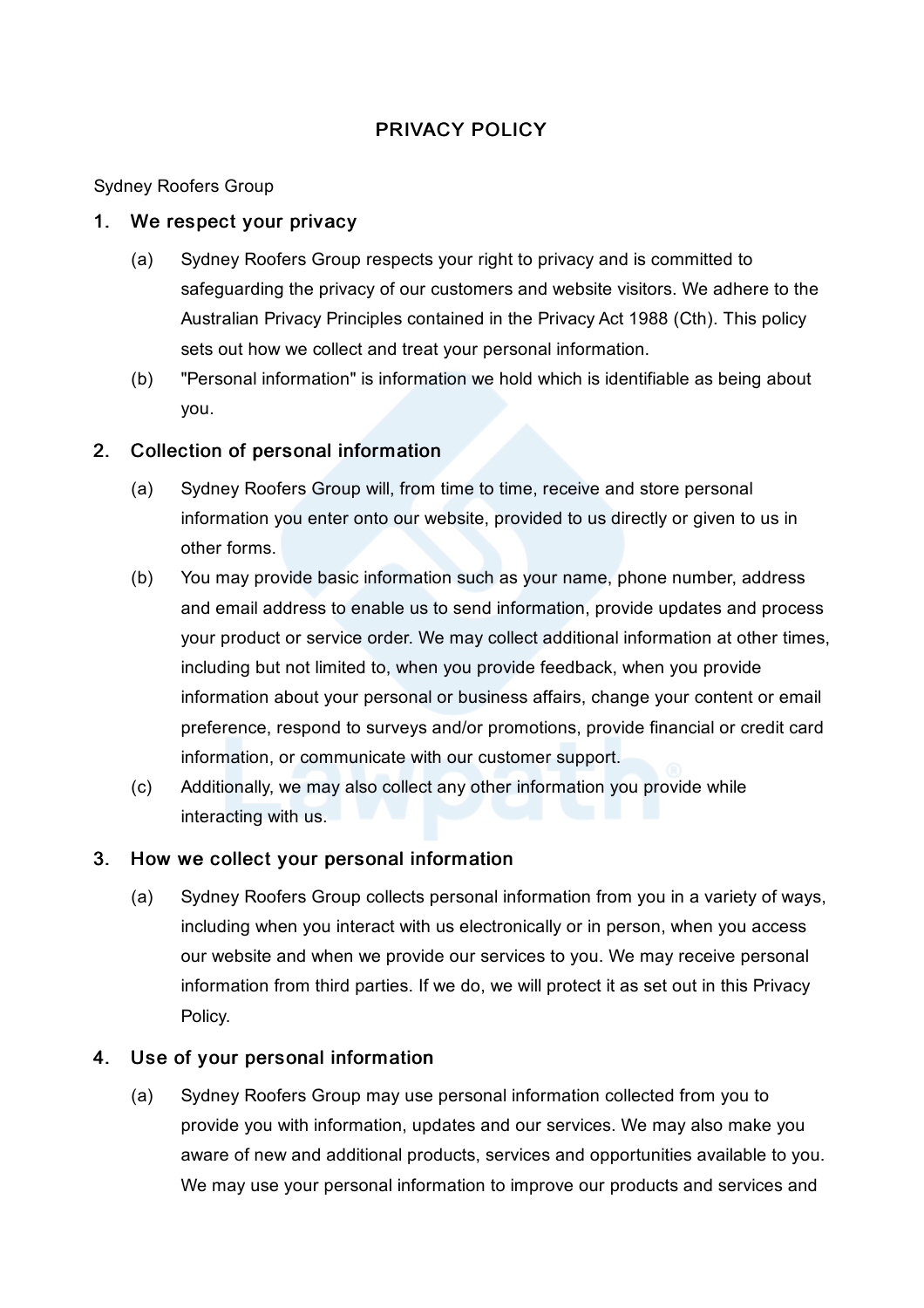# PRIVACY POLICY

Sydney Roofers Group

## 1. We respect your privacy

(a) Sydney Roofers Group respects your right to privacy and is committed to safeguarding the privacy of our customers and website visitors. We adhere to the Australian Privacy Principles contained in the Privacy Act 1988 (Cth). This policy sets out how we collect and treat your personal information.

(b) "Personal information" is information we hold which is identifiable as being about you.

## 2. Collection of personal information

(a) Sydney Roofers Group will, from time to time, receive and store personal information you enter onto our website, provided to us directly or given to us in other forms.

(b) You may provide basic information such as your name, phone number, address and email address to enable us to send information, provide updates and process your product or service order. We may collect additional information at other times, including but not limited to, when you provide feedback, when you provide information about your personal or business affairs, change your content or email preference, respond to surveys and/or promotions, provide financial or credit card information, or communicate with our customer support.

(c) Additionally, we may also collect any other information you provide while interacting with us.

## 3. How we collect your personal information

(a) Sydney Roofers Group collects personal information from you in a variety of ways, including when you interact with us electronically or in person, when you access our website and when we provide our services to you. We may receive personal information from third parties. If we do, we will protect it as set out in this Privacy Policy.

## 4. Use of your personal information

(a) Sydney Roofers Group may use personal information collected from you to provide you with information, updates and our services. We may also make you aware of new and additional products, services and opportunities available to you. We may use your personal information to improve our products and services and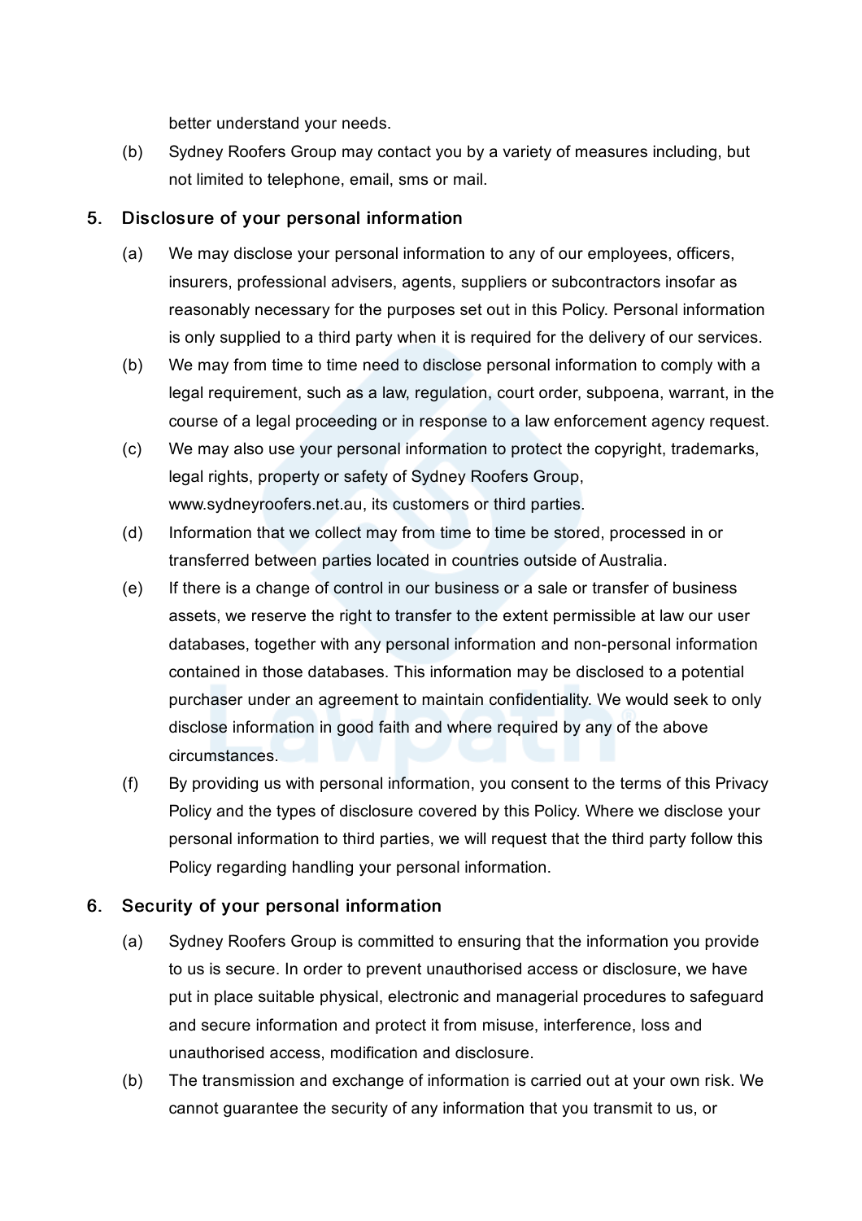better understand your needs.

(b) Sydney Roofers Group may contact you by a variety of measures including, but not limited to telephone, email, sms or mail.

## 5. Disclosure of your personal information

(a) We may disclose your personal information to any of our employees, officers, insurers, professional advisers, agents, suppliers or subcontractors insofar as reasonably necessary for the purposes set out in this Policy. Personal information is only supplied to a third party when it is required for the delivery of our services.

(b) We may from time to time need to disclose personal information to comply with a legal requirement, such as a law, regulation, court order, subpoena, warrant, in the course of a legal proceeding or in response to a law enforcement agency request.

(c) We may also use your personal information to protect the copyright, trademarks, legal rights, property or safety of Sydney Roofers Group, www.sydneyroofers.net.au, its customers or third parties.

(d) Information that we collect may from time to time be stored, processed in or transferred between parties located in countries outside of Australia.

(e) If there is a change of control in our business or a sale or transfer of business assets, we reserve the right to transfer to the extent permissible at law our user databases, together with any personal information and non-personal information contained in those databases. This information may be disclosed to a potential purchaser under an agreement to maintain confidentiality. We would seek to only disclose information in good faith and where required by any of the above circumstances.

(f) By providing us with personal information, you consent to the terms of this Privacy Policy and the types of disclosure covered by this Policy. Where we disclose your personal information to third parties, we will request that the third party follow this Policy regarding handling your personal information.

## 6. Security of your personal information

(a) Sydney Roofers Group is committed to ensuring that the information you provide to us is secure. In order to prevent unauthorised access or disclosure, we have put in place suitable physical, electronic and managerial procedures to safeguard and secure information and protect it from misuse, interference, loss and unauthorised access, modification and disclosure.

(b) The transmission and exchange of information is carried out at your own risk. We cannot guarantee the security of any information that you transmit to us, or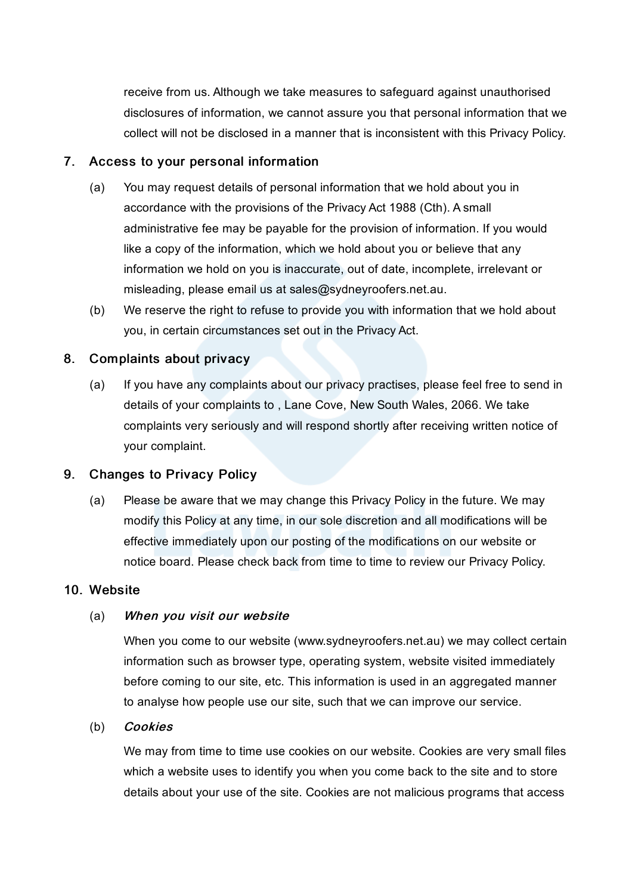receive from us. Although we take measures to safeguard against unauthorised disclosures of information, we cannot assure you that personal information that we collect will not be disclosed in a manner that is inconsistent with this Privacy Policy.

## 7. Access to your personal information

(a) You may request details of personal information that we hold about you in accordance with the provisions of the Privacy Act 1988 (Cth). A small administrative fee may be payable for the provision of information. If you would like a copy of the information, which we hold about you or believe that any information we hold on you is inaccurate, out of date, incomplete, irrelevant or misleading, please email us at sales@sydneyroofers.net.au.

(b) We reserve the right to refuse to provide you with information that we hold about you, in certain circumstances set out in the Privacy Act.

## 8. Complaints about privacy

(a) If you have any complaints about our privacy practises, please feel free to send in details of your complaints to , Lane Cove, New South Wales, 2066. We take complaints very seriously and will respond shortly after receiving written notice of your complaint.

## 9. Changes to Privacy Policy

(a) Please be aware that we may change this Privacy Policy in the future. We may modify this Policy at any time, in our sole discretion and all modifications will be effective immediately upon our posting of the modifications on our website or notice board. Please check back from time to time to review our Privacy Policy.

## 10. Website

(a) ***When you visit our website***

When you come to our website (www.sydneyroofers.net.au) we may collect certain information such as browser type, operating system, website visited immediately before coming to our site, etc. This information is used in an aggregated manner to analyse how people use our site, such that we can improve our service.

(b) ***Cookies***

We may from time to time use cookies on our website. Cookies are very small files which a website uses to identify you when you come back to the site and to store details about your use of the site. Cookies are not malicious programs that access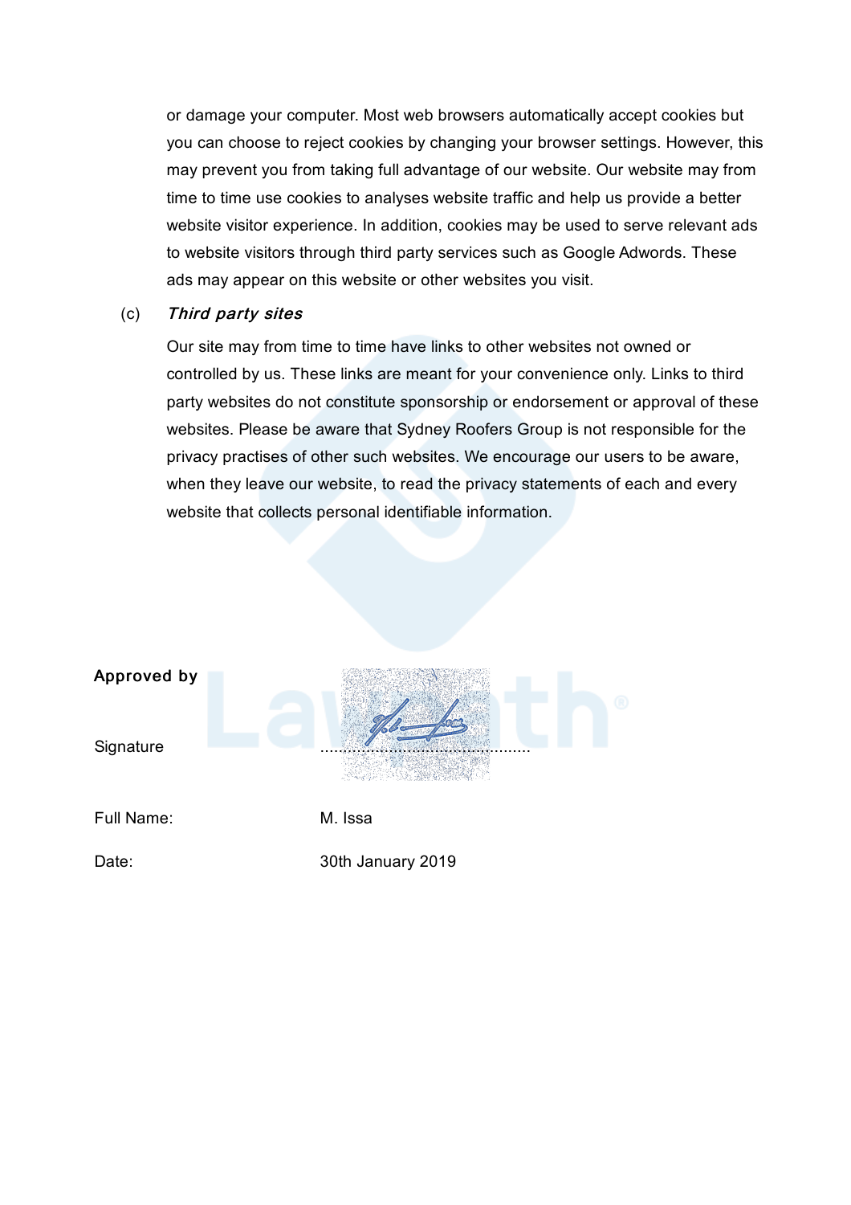or damage your computer. Most web browsers automatically accept cookies but you can choose to reject cookies by changing your browser settings. However, this may prevent you from taking full advantage of our website. Our website may from time to time use cookies to analyses website traffic and help us provide a better website visitor experience. In addition, cookies may be used to serve relevant ads to website visitors through third party services such as Google Adwords. These ads may appear on this website or other websites you visit.

(c) ***Third party sites***

Our site may from time to time have links to other websites not owned or controlled by us. These links are meant for your convenience only. Links to third party websites do not constitute sponsorship or endorsement or approval of these websites. Please be aware that Sydney Roofers Group is not responsible for the privacy practises of other such websites. We encourage our users to be aware, when they leave our website, to read the privacy statements of each and every website that collects personal identifiable information.

**Approved by**

| | |
|---|---|
| Signature | ............................................ |
| Full Name: | M. Issa |
| Date: | 30th January 2019 |